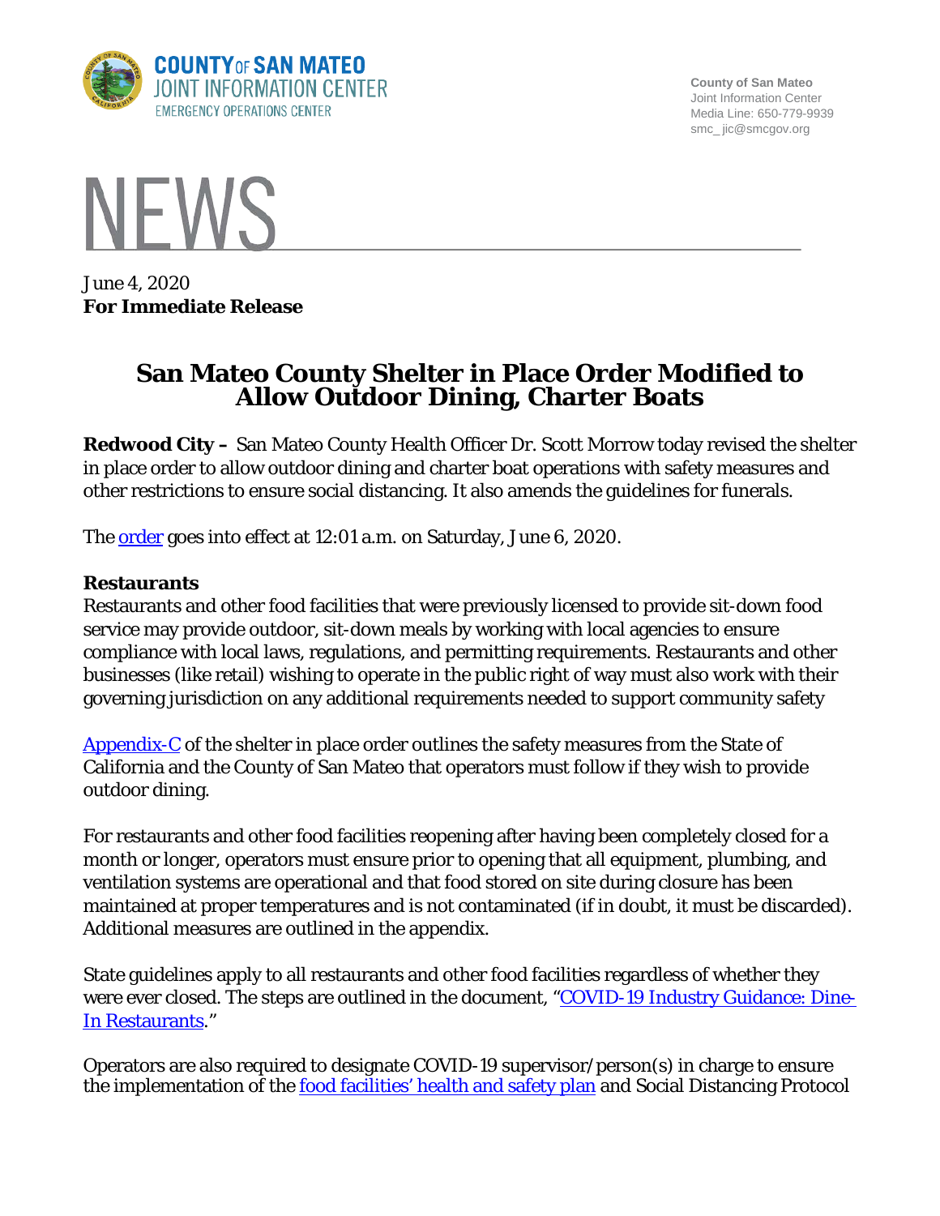COUNTY OF SAN MATEO
JOINT INFORMATION CENTER
EMERGENCY OPERATIONS CENTER

County of San Mateo
Joint Information Center
Media Line: 650-779-9939
smc_jic@smcgov.org

# NEWS

June 4, 2020
**For Immediate Release**

## San Mateo County Shelter in Place Order Modified to Allow Outdoor Dining, Charter Boats

**Redwood City –** San Mateo County Health Officer Dr. Scott Morrow today revised the shelter in place order to allow outdoor dining and charter boat operations with safety measures and other restrictions to ensure social distancing. It also amends the guidelines for funerals.

The order goes into effect at 12:01 a.m. on Saturday, June 6, 2020.

**Restaurants**

Restaurants and other food facilities that were previously licensed to provide sit-down food service may provide outdoor, sit-down meals by working with local agencies to ensure compliance with local laws, regulations, and permitting requirements. Restaurants and other businesses (like retail) wishing to operate in the public right of way must also work with their governing jurisdiction on any additional requirements needed to support community safety

Appendix-C of the shelter in place order outlines the safety measures from the State of California and the County of San Mateo that operators must follow if they wish to provide outdoor dining.

For restaurants and other food facilities reopening after having been completely closed for a month or longer, operators must ensure prior to opening that all equipment, plumbing, and ventilation systems are operational and that food stored on site during closure has been maintained at proper temperatures and is not contaminated (if in doubt, it must be discarded). Additional measures are outlined in the appendix.

State guidelines apply to all restaurants and other food facilities regardless of whether they were ever closed. The steps are outlined in the document, "COVID-19 Industry Guidance: Dine-In Restaurants."

Operators are also required to designate COVID-19 supervisor/person(s) in charge to ensure the implementation of the food facilities' health and safety plan and Social Distancing Protocol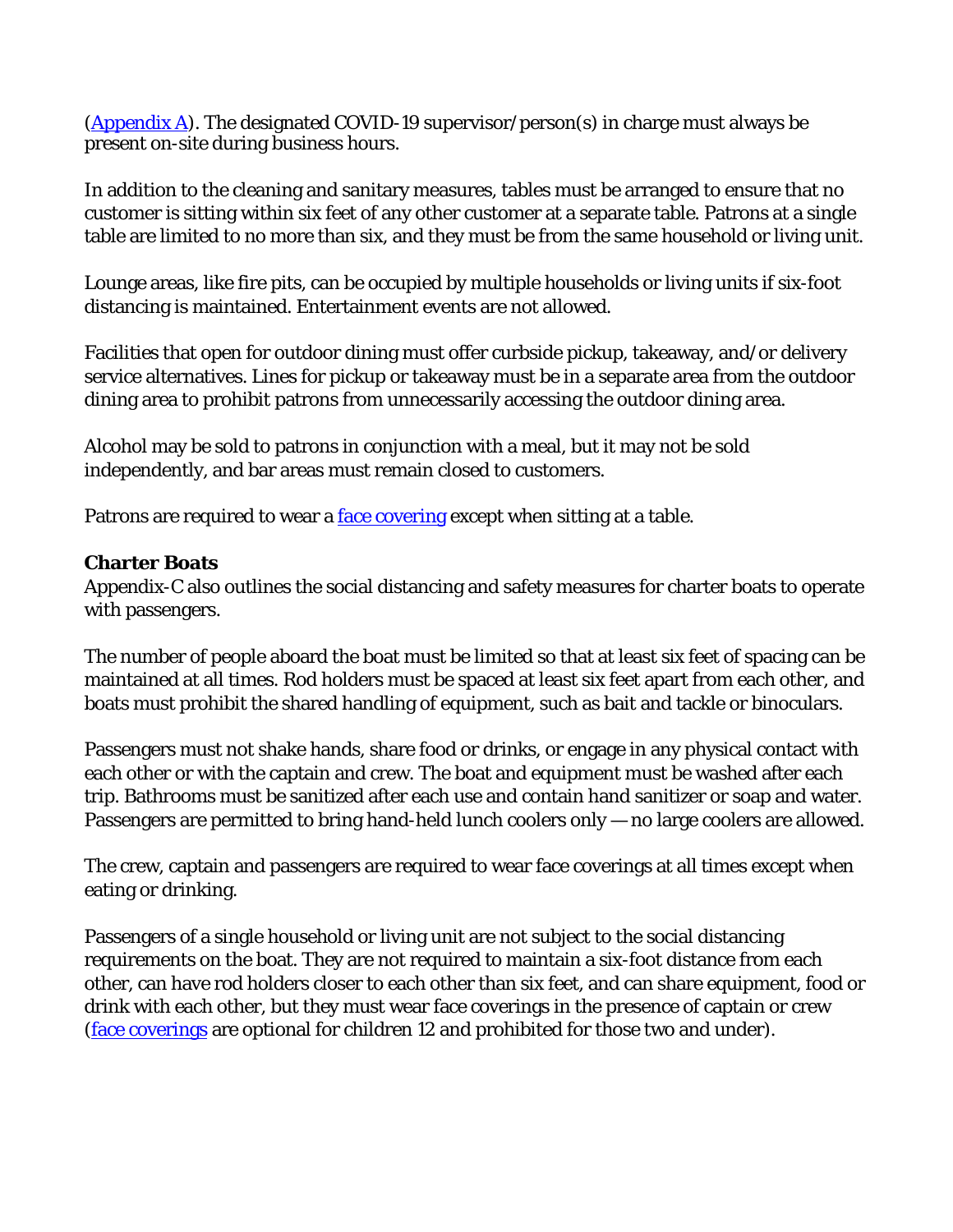([Appendix A](#)). The designated COVID-19 supervisor/person(s) in charge must always be present on-site during business hours.

In addition to the cleaning and sanitary measures, tables must be arranged to ensure that no customer is sitting within six feet of any other customer at a separate table. Patrons at a single table are limited to no more than six, and they must be from the same household or living unit.

Lounge areas, like fire pits, can be occupied by multiple households or living units if six-foot distancing is maintained. Entertainment events are not allowed.

Facilities that open for outdoor dining must offer curbside pickup, takeaway, and/or delivery service alternatives. Lines for pickup or takeaway must be in a separate area from the outdoor dining area to prohibit patrons from unnecessarily accessing the outdoor dining area.

Alcohol may be sold to patrons in conjunction with a meal, but it may not be sold independently, and bar areas must remain closed to customers.

Patrons are required to wear a [face covering](#) except when sitting at a table.

**Charter Boats**

Appendix-C also outlines the social distancing and safety measures for charter boats to operate with passengers.

The number of people aboard the boat must be limited so that at least six feet of spacing can be maintained at all times. Rod holders must be spaced at least six feet apart from each other, and boats must prohibit the shared handling of equipment, such as bait and tackle or binoculars.

Passengers must not shake hands, share food or drinks, or engage in any physical contact with each other or with the captain and crew. The boat and equipment must be washed after each trip. Bathrooms must be sanitized after each use and contain hand sanitizer or soap and water. Passengers are permitted to bring hand-held lunch coolers only — no large coolers are allowed.

The crew, captain and passengers are required to wear face coverings at all times except when eating or drinking.

Passengers of a single household or living unit are not subject to the social distancing requirements on the boat. They are not required to maintain a six-foot distance from each other, can have rod holders closer to each other than six feet, and can share equipment, food or drink with each other, but they must wear face coverings in the presence of captain or crew ([face coverings](#) are optional for children 12 and prohibited for those two and under).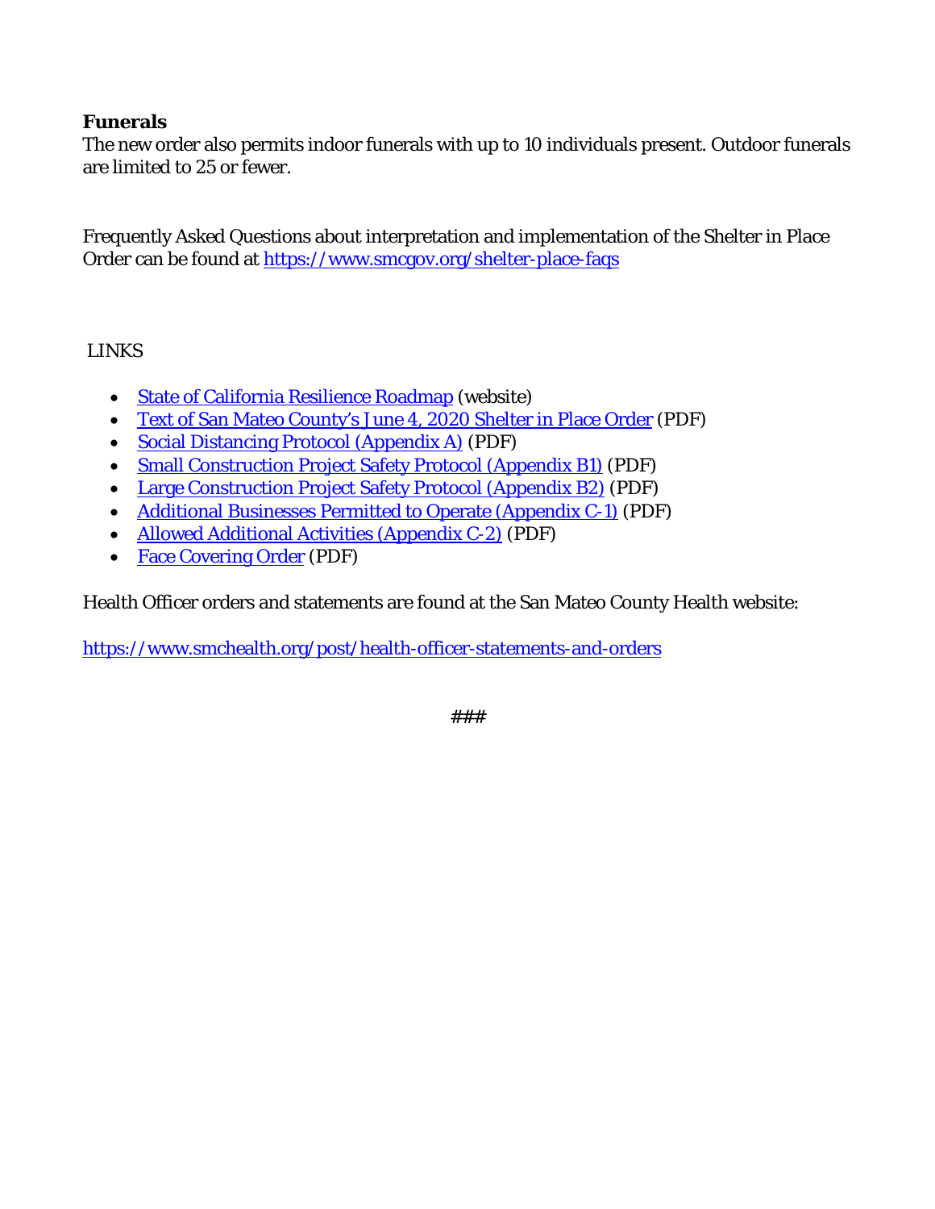**Funerals**

The new order also permits indoor funerals with up to 10 individuals present. Outdoor funerals are limited to 25 or fewer.

Frequently Asked Questions about interpretation and implementation of the Shelter in Place Order can be found at https://www.smcgov.org/shelter-place-faqs

LINKS

- State of California Resilience Roadmap (website)
- Text of San Mateo County's June 4, 2020 Shelter in Place Order (PDF)
- Social Distancing Protocol (Appendix A) (PDF)
- Small Construction Project Safety Protocol (Appendix B1) (PDF)
- Large Construction Project Safety Protocol (Appendix B2) (PDF)
- Additional Businesses Permitted to Operate (Appendix C-1) (PDF)
- Allowed Additional Activities (Appendix C-2) (PDF)
- Face Covering Order (PDF)

Health Officer orders and statements are found at the San Mateo County Health website:

https://www.smchealth.org/post/health-officer-statements-and-orders

###